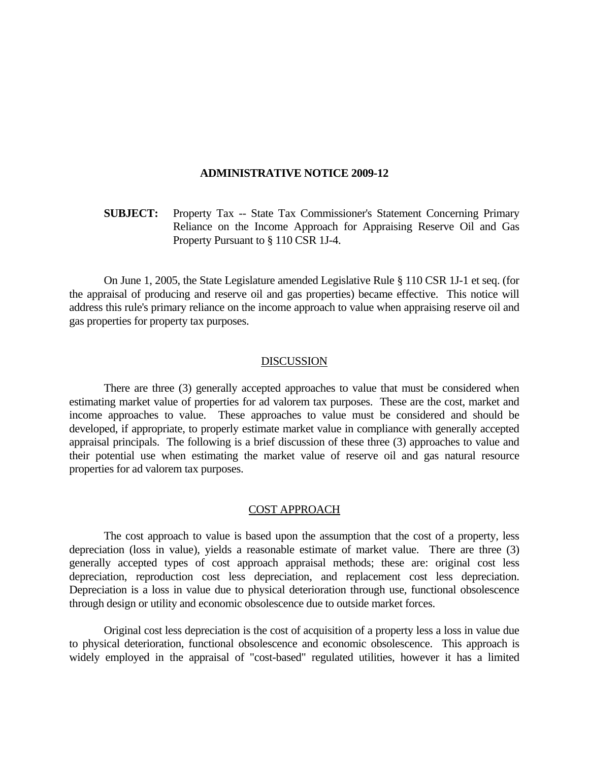# ADMINISTRATIVE NOTICE 2009-12

**SUBJECT:** Property Tax -- State Tax Commissioner's Statement Concerning Primary Reliance on the Income Approach for Appraising Reserve Oil and Gas Property Pursuant to § 110 CSR 1J-4.

On June 1, 2005, the State Legislature amended Legislative Rule § 110 CSR 1J-1 et seq. (for the appraisal of producing and reserve oil and gas properties) became effective. This notice will address this rule's primary reliance on the income approach to value when appraising reserve oil and gas properties for property tax purposes.

## DISCUSSION

There are three (3) generally accepted approaches to value that must be considered when estimating market value of properties for ad valorem tax purposes. These are the cost, market and income approaches to value. These approaches to value must be considered and should be developed, if appropriate, to properly estimate market value in compliance with generally accepted appraisal principals. The following is a brief discussion of these three (3) approaches to value and their potential use when estimating the market value of reserve oil and gas natural resource properties for ad valorem tax purposes.

## COST APPROACH

The cost approach to value is based upon the assumption that the cost of a property, less depreciation (loss in value), yields a reasonable estimate of market value. There are three (3) generally accepted types of cost approach appraisal methods; these are: original cost less depreciation, reproduction cost less depreciation, and replacement cost less depreciation. Depreciation is a loss in value due to physical deterioration through use, functional obsolescence through design or utility and economic obsolescence due to outside market forces.

Original cost less depreciation is the cost of acquisition of a property less a loss in value due to physical deterioration, functional obsolescence and economic obsolescence. This approach is widely employed in the appraisal of "cost-based" regulated utilities, however it has a limited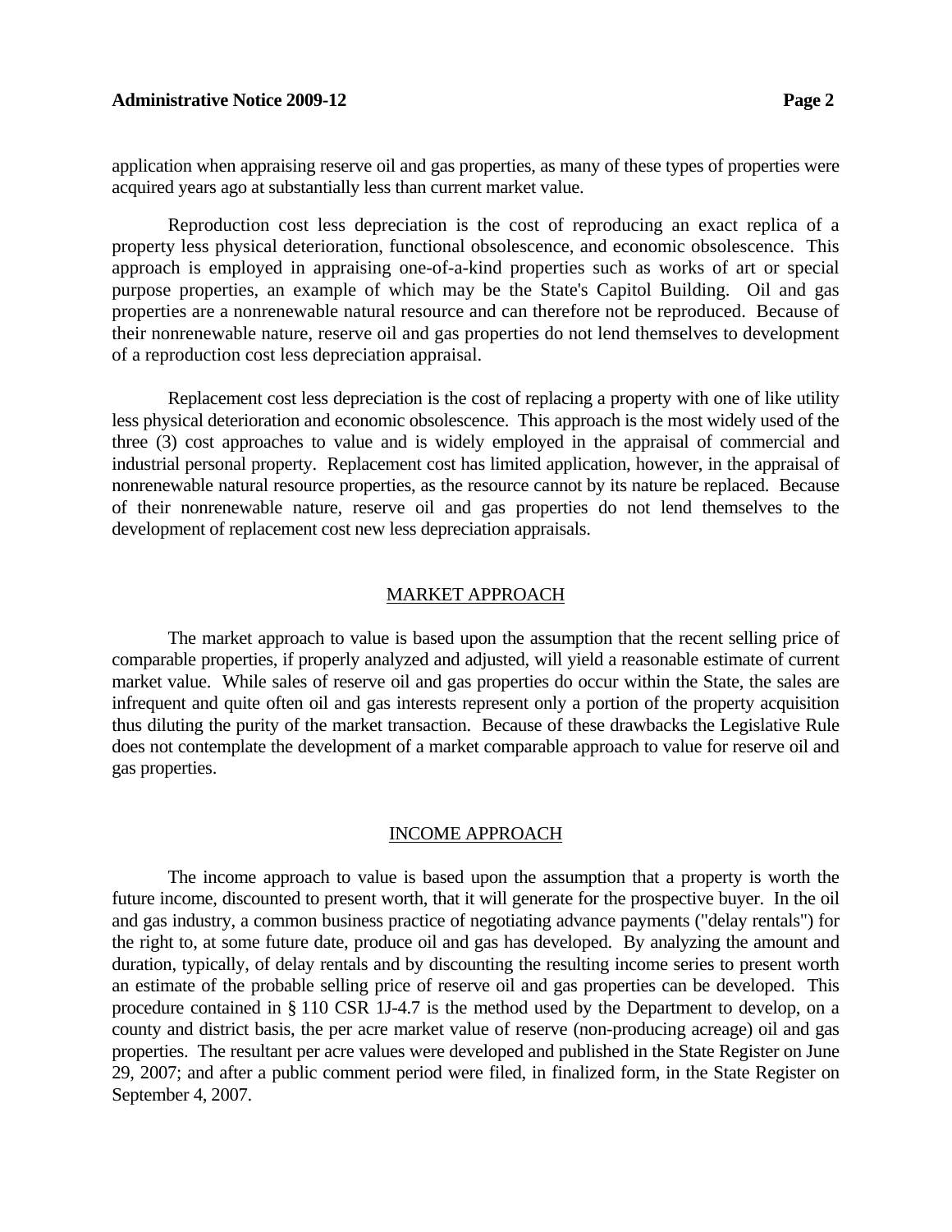application when appraising reserve oil and gas properties, as many of these types of properties were acquired years ago at substantially less than current market value.

Reproduction cost less depreciation is the cost of reproducing an exact replica of a property less physical deterioration, functional obsolescence, and economic obsolescence. This approach is employed in appraising one-of-a-kind properties such as works of art or special purpose properties, an example of which may be the State's Capitol Building. Oil and gas properties are a nonrenewable natural resource and can therefore not be reproduced. Because of their nonrenewable nature, reserve oil and gas properties do not lend themselves to development of a reproduction cost less depreciation appraisal.

Replacement cost less depreciation is the cost of replacing a property with one of like utility less physical deterioration and economic obsolescence. This approach is the most widely used of the three (3) cost approaches to value and is widely employed in the appraisal of commercial and industrial personal property. Replacement cost has limited application, however, in the appraisal of nonrenewable natural resource properties, as the resource cannot by its nature be replaced. Because of their nonrenewable nature, reserve oil and gas properties do not lend themselves to the development of replacement cost new less depreciation appraisals.

## MARKET APPROACH

The market approach to value is based upon the assumption that the recent selling price of comparable properties, if properly analyzed and adjusted, will yield a reasonable estimate of current market value. While sales of reserve oil and gas properties do occur within the State, the sales are infrequent and quite often oil and gas interests represent only a portion of the property acquisition thus diluting the purity of the market transaction. Because of these drawbacks the Legislative Rule does not contemplate the development of a market comparable approach to value for reserve oil and gas properties.

## INCOME APPROACH

The income approach to value is based upon the assumption that a property is worth the future income, discounted to present worth, that it will generate for the prospective buyer. In the oil and gas industry, a common business practice of negotiating advance payments ("delay rentals") for the right to, at some future date, produce oil and gas has developed. By analyzing the amount and duration, typically, of delay rentals and by discounting the resulting income series to present worth an estimate of the probable selling price of reserve oil and gas properties can be developed. This procedure contained in § 110 CSR 1J-4.7 is the method used by the Department to develop, on a county and district basis, the per acre market value of reserve (non-producing acreage) oil and gas properties. The resultant per acre values were developed and published in the State Register on June 29, 2007; and after a public comment period were filed, in finalized form, in the State Register on September 4, 2007.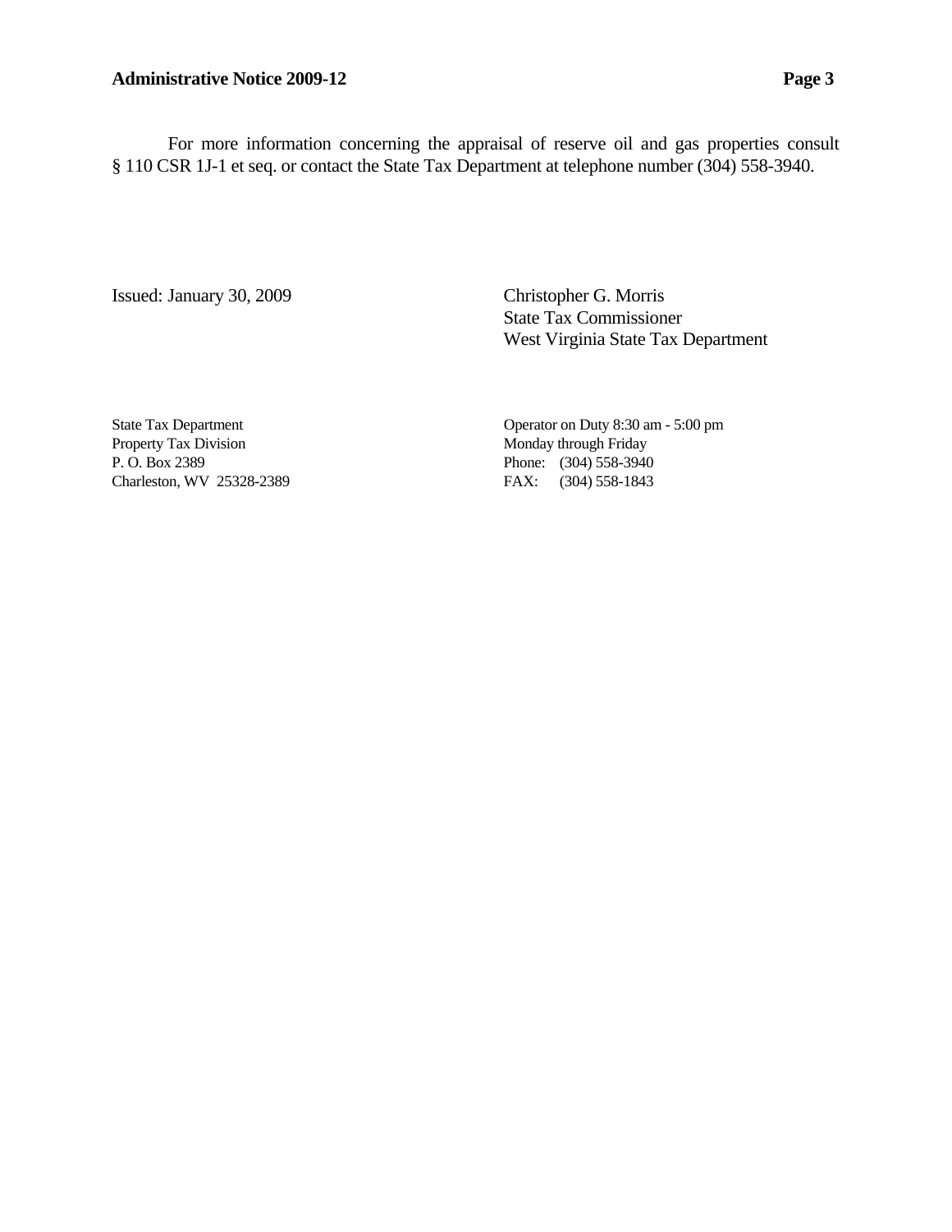For more information concerning the appraisal of reserve oil and gas properties consult § 110 CSR 1J-1 et seq. or contact the State Tax Department at telephone number (304) 558-3940.

Issued: January 30, 2009

Christopher G. Morris
State Tax Commissioner
West Virginia State Tax Department

State Tax Department
Property Tax Division
P. O. Box 2389
Charleston, WV 25328-2389

Operator on Duty 8:30 am - 5:00 pm
Monday through Friday
Phone: (304) 558-3940
FAX: (304) 558-1843